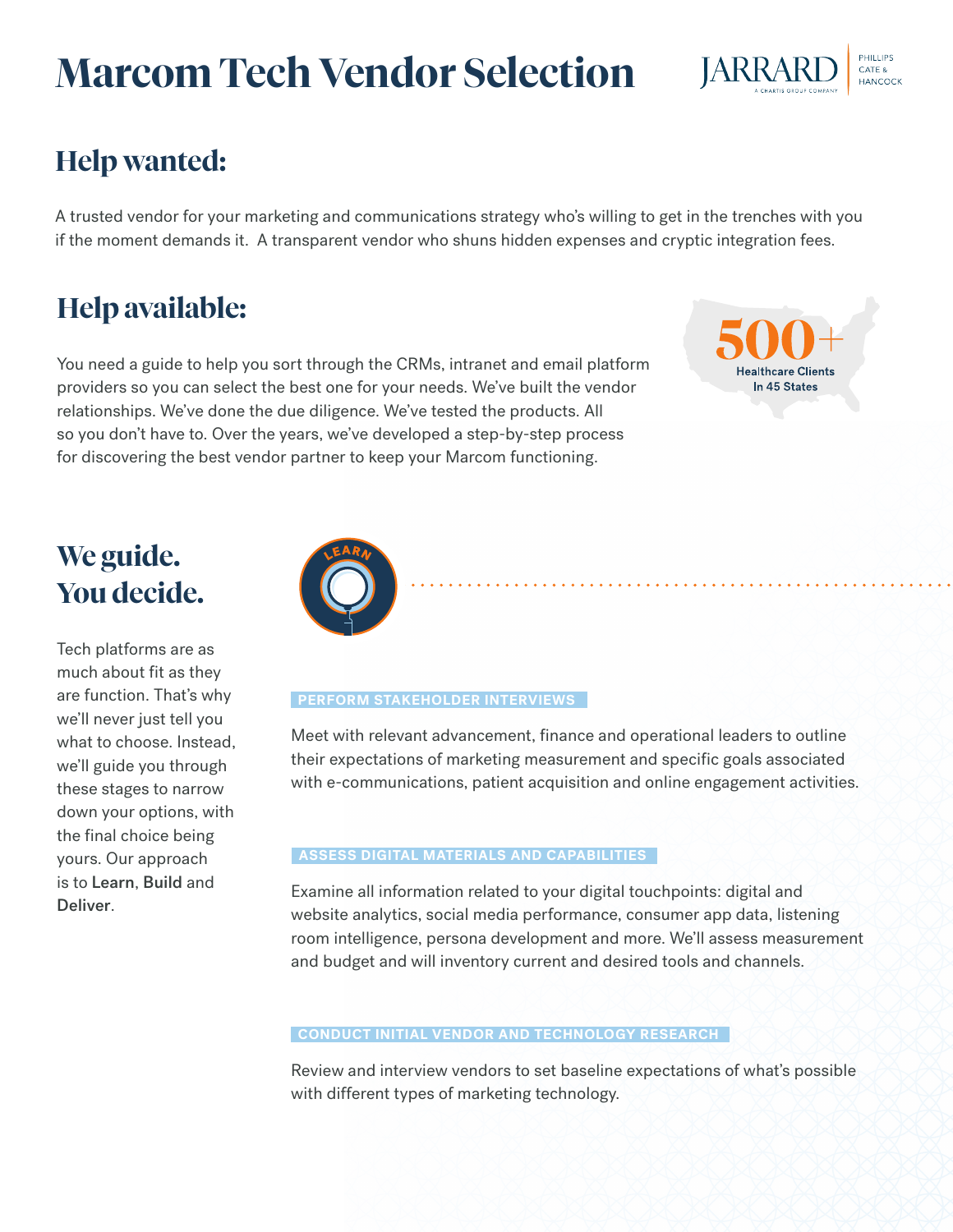# Marcom Tech Vendor Selection

## Help wanted:

A trusted vendor for your marketing and communications strategy who's willing to get in the trenches with you if the moment demands it. A transparent vendor who shuns hidden expenses and cryptic integration fees.

## Help available:

You need a guide to help you sort through the CRMs, intranet and email platform providers so you can select the best one for your needs. We've built the vendor relationships. We've done the due diligence. We've tested the products. All so you don't have to. Over the years, we've developed a step-by-step process for discovering the best vendor partner to keep your Marcom functioning.

**500+** Healthcare Clients In 45 States

## We guide. You decide.

Tech platforms are as much about fit as they are function. That's why we'll never just tell you what to choose. Instead, we'll guide you through these stages to narrow down your options, with the final choice being yours. Our approach is to **Learn**, **Build** and **Deliver**.

### LEARN

**PERFORM STAKEHOLDER INTERVIEWS**

Meet with relevant advancement, finance and operational leaders to outline their expectations of marketing measurement and specific goals associated with e-communications, patient acquisition and online engagement activities.

**ASSESS DIGITAL MATERIALS AND CAPABILITIES**

Examine all information related to your digital touchpoints: digital and website analytics, social media performance, consumer app data, listening room intelligence, persona development and more. We'll assess measurement and budget and will inventory current and desired tools and channels.

**CONDUCT INITIAL VENDOR AND TECHNOLOGY RESEARCH**

Review and interview vendors to set baseline expectations of what's possible with different types of marketing technology.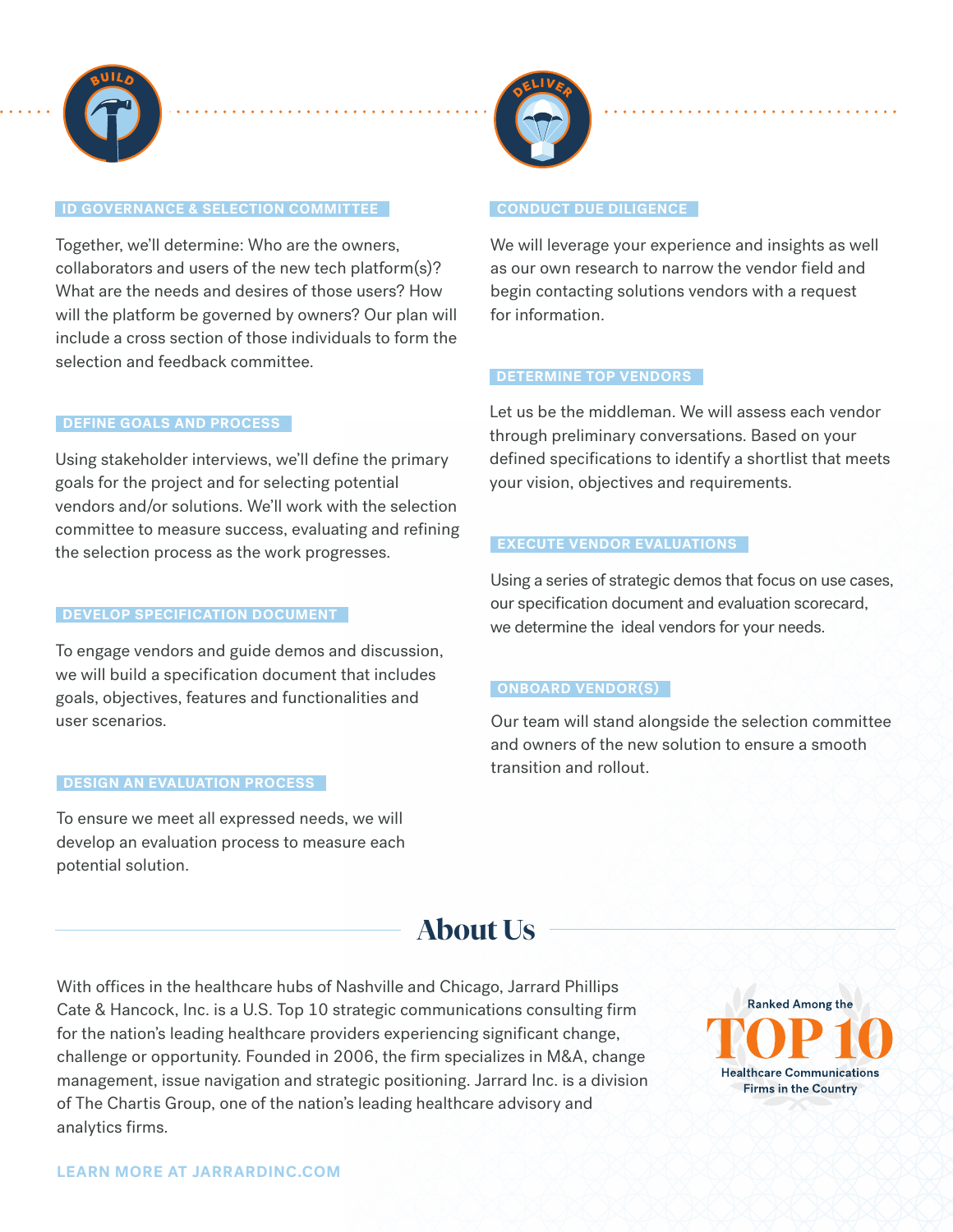## BUILD

### ID GOVERNANCE & SELECTION COMMITTEE

Together, we'll determine: Who are the owners, collaborators and users of the new tech platform(s)? What are the needs and desires of those users? How will the platform be governed by owners? Our plan will include a cross section of those individuals to form the selection and feedback committee.

### DEFINE GOALS AND PROCESS

Using stakeholder interviews, we'll define the primary goals for the project and for selecting potential vendors and/or solutions. We'll work with the selection committee to measure success, evaluating and refining the selection process as the work progresses.

### DEVELOP SPECIFICATION DOCUMENT

To engage vendors and guide demos and discussion, we will build a specification document that includes goals, objectives, features and functionalities and user scenarios.

### DESIGN AN EVALUATION PROCESS

To ensure we meet all expressed needs, we will develop an evaluation process to measure each potential solution.

## DELIVER

### CONDUCT DUE DILIGENCE

We will leverage your experience and insights as well as our own research to narrow the vendor field and begin contacting solutions vendors with a request for information.

### DETERMINE TOP VENDORS

Let us be the middleman. We will assess each vendor through preliminary conversations. Based on your defined specifications to identify a shortlist that meets your vision, objectives and requirements.

### EXECUTE VENDOR EVALUATIONS

Using a series of strategic demos that focus on use cases, our specification document and evaluation scorecard, we determine the ideal vendors for your needs.

### ONBOARD VENDOR(S)

Our team will stand alongside the selection committee and owners of the new solution to ensure a smooth transition and rollout.

## About Us

With offices in the healthcare hubs of Nashville and Chicago, Jarrard Phillips Cate & Hancock, Inc. is a U.S. Top 10 strategic communications consulting firm for the nation's leading healthcare providers experiencing significant change, challenge or opportunity. Founded in 2006, the firm specializes in M&A, change management, issue navigation and strategic positioning. Jarrard Inc. is a division of The Chartis Group, one of the nation's leading healthcare advisory and analytics firms.

Ranked Among the
TOP 10
Healthcare Communications Firms in the Country

**LEARN MORE AT JARRARDINC.COM**